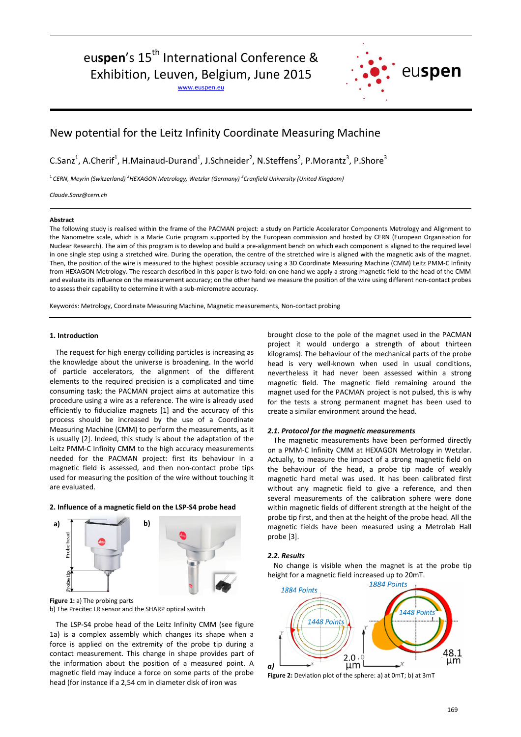euspen's 15th International Conference & Exhibition, Leuven, Belgium, June 2015

www.euspen.eu

# New potential for the Leitz Infinity Coordinate Measuring Machine

C.Sanz[1], A.Cherif[1], H.Mainaud-Durand[1], J.Schneider[2], N.Steffens[2], P.Morantz[3], P.Shore[3]

[1] *CERN, Meyrin (Switzerland)* [2] *HEXAGON Metrology, Wetzlar (Germany)* [3] *Cranfield University (United Kingdom)*

*Claude.Sanz@cern.ch*

**Abstract**

The following study is realised within the frame of the PACMAN project: a study on Particle Accelerator Components Metrology and Alignment to the Nanometre scale, which is a Marie Curie program supported by the European commission and hosted by CERN (European Organisation for Nuclear Research). The aim of this program is to develop and build a pre-alignment bench on which each component is aligned to the required level in one single step using a stretched wire. During the operation, the centre of the stretched wire is aligned with the magnetic axis of the magnet. Then, the position of the wire is measured to the highest possible accuracy using a 3D Coordinate Measuring Machine (CMM) Leitz PMM-C Infinity from HEXAGON Metrology. The research described in this paper is two-fold: on one hand we apply a strong magnetic field to the head of the CMM and evaluate its influence on the measurement accuracy; on the other hand we measure the position of the wire using different non-contact probes to assess their capability to determine it with a sub-micrometre accuracy.

Keywords: Metrology, Coordinate Measuring Machine, Magnetic measurements, Non-contact probing

## 1. Introduction

The request for high energy colliding particles is increasing as the knowledge about the universe is broadening. In the world of particle accelerators, the alignment of the different elements to the required precision is a complicated and time consuming task; the PACMAN project aims at automatize this procedure using a wire as a reference. The wire is already used efficiently to fiducialize magnets [1] and the accuracy of this process should be increased by the use of a Coordinate Measuring Machine (CMM) to perform the measurements, as it is usually [2]. Indeed, this study is about the adaptation of the Leitz PMM-C Infinity CMM to the high accuracy measurements needed for the PACMAN project: first its behaviour in a magnetic field is assessed, and then non-contact probe tips used for measuring the position of the wire without touching it are evaluated.

## 2. Influence of a magnetic field on the LSP-S4 probe head

**Figure 1:** a) The probing parts
b) The Precitec LR sensor and the SHARP optical switch

The LSP-S4 probe head of the Leitz Infinity CMM (see figure 1a) is a complex assembly which changes its shape when a force is applied on the extremity of the probe tip during a contact measurement. This change in shape provides part of the information about the position of a measured point. A magnetic field may induce a force on some parts of the probe head (for instance if a 2,54 cm in diameter disk of iron was brought close to the pole of the magnet used in the PACMAN project it would undergo a strength of about thirteen kilograms). The behaviour of the mechanical parts of the probe head is very well-known when used in usual conditions, nevertheless it had never been assessed within a strong magnetic field. The magnetic field remaining around the magnet used for the PACMAN project is not pulsed, this is why for the tests a strong permanent magnet has been used to create a similar environment around the head.

### *2.1. Protocol for the magnetic measurements*

The magnetic measurements have been performed directly on a PMM-C Infinity CMM at HEXAGON Metrology in Wetzlar. Actually, to measure the impact of a strong magnetic field on the behaviour of the head, a probe tip made of weakly magnetic hard metal was used. It has been calibrated first without any magnetic field to give a reference, and then several measurements of the calibration sphere were done within magnetic fields of different strength at the height of the probe tip first, and then at the height of the probe head. All the magnetic fields have been measured using a Metrolab Hall probe [3].

### *2.2. Results*

No change is visible when the magnet is at the probe tip height for a magnetic field increased up to 20mT.

**Figure 2:** Deviation plot of the sphere: a) at 0mT; b) at 3mT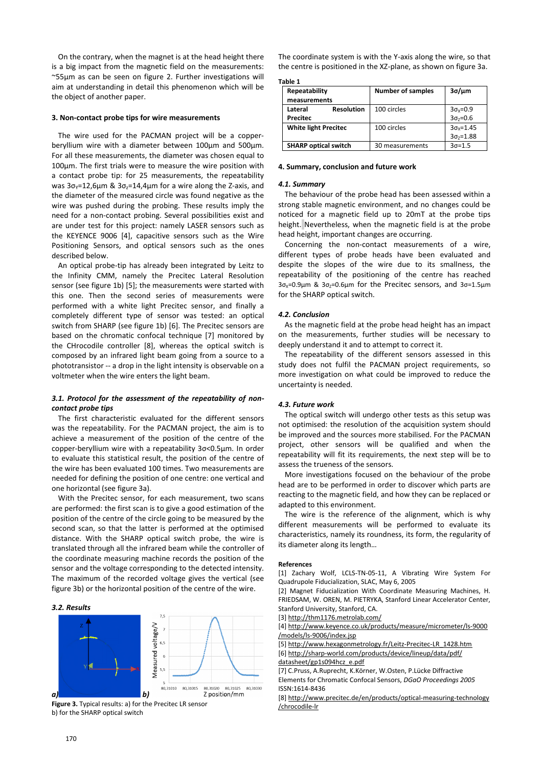On the contrary, when the magnet is at the head height there is a big impact from the magnetic field on the measurements: ~55µm as can be seen on figure 2. Further investigations will aim at understanding in detail this phenomenon which will be the object of another paper.

## 3. Non-contact probe tips for wire measurements

The wire used for the PACMAN project will be a copper-beryllium wire with a diameter between 100µm and 500µm. For all these measurements, the diameter was chosen equal to 100µm. The first trials were to measure the wire position with a contact probe tip: for 25 measurements, the repeatability was $3\sigma_Y$=12,6µm & $3\sigma_Z$=14,4µm for a wire along the Z-axis, and the diameter of the measured circle was found negative as the wire was pushed during the probing. These results imply the need for a non-contact probing. Several possibilities exist and are under test for this project: namely LASER sensors such as the KEYENCE 9006 [4], capacitive sensors such as the Wire Positioning Sensors, and optical sensors such as the ones described below.

An optical probe-tip has already been integrated by Leitz to the Infinity CMM, namely the Precitec Lateral Resolution sensor (see figure 1b) [5]; the measurements were started with this one. Then the second series of measurements were performed with a white light Precitec sensor, and finally a completely different type of sensor was tested: an optical switch from SHARP (see figure 1b) [6]. The Precitec sensors are based on the chromatic confocal technique [7] monitored by the CHrocodile controller [8], whereas the optical switch is composed by an infrared light beam going from a source to a phototransistor -- a drop in the light intensity is observable on a voltmeter when the wire enters the light beam.

### *3.1. Protocol for the assessment of the repeatability of non-contact probe tips*

The first characteristic evaluated for the different sensors was the repeatability. For the PACMAN project, the aim is to achieve a measurement of the position of the centre of the copper-beryllium wire with a repeatability 3σ<0.5µm. In order to evaluate this statistical result, the position of the centre of the wire has been evaluated 100 times. Two measurements are needed for defining the position of one centre: one vertical and one horizontal (see figure 3a).

With the Precitec sensor, for each measurement, two scans are performed: the first scan is to give a good estimation of the position of the centre of the circle going to be measured by the second scan, so that the latter is performed at the optimised distance. With the SHARP optical switch probe, the wire is translated through all the infrared beam while the controller of the coordinate measuring machine records the position of the sensor and the voltage corresponding to the detected intensity. The maximum of the recorded voltage gives the vertical (see figure 3b) or the horizontal position of the centre of the wire.

### *3.2. Results*

**a)**

Z

Y

**b)**

Measured voltage/V

7,5
7
6,5
6
5,5
5

80,31010 80,31015 80,31020 80,31025 80,31030

Z position/mm

**Figure 3.** Typical results: a) for the Precitec LR sensor b) for the SHARP optical switch

The coordinate system is with the Y-axis along the wire, so that the centre is positioned in the XZ-plane, as shown on figure 3a.

**Table 1**

| Repeatability measurements | Number of samples | 3σ/µm |
|---|---|---|
| **Lateral Resolution Precitec** | 100 circles | $3\sigma_X$=0.9<br>$3\sigma_Z$=0.6 |
| **White light Precitec** | 100 circles | $3\sigma_X$=1.45<br>$3\sigma_Z$=1.88 |
| **SHARP optical switch** | 30 measurements | 3σ=1.5 |

## 4. Summary, conclusion and future work

### *4.1. Summary*

The behaviour of the probe head has been assessed within a strong stable magnetic environment, and no changes could be noticed for a magnetic field up to 20mT at the probe tips height. Nevertheless, when the magnetic field is at the probe head height, important changes are occurring.

Concerning the non-contact measurements of a wire, different types of probe heads have been evaluated and despite the slopes of the wire due to its smallness, the repeatability of the positioning of the centre has reached $3\sigma_X$=0.9µm & $3\sigma_Z$=0.6µm for the Precitec sensors, and 3σ=1.5µm for the SHARP optical switch.

### *4.2. Conclusion*

As the magnetic field at the probe head height has an impact on the measurements, further studies will be necessary to deeply understand it and to attempt to correct it.

The repeatability of the different sensors assessed in this study does not fulfil the PACMAN project requirements, so more investigation on what could be improved to reduce the uncertainty is needed.

### *4.3. Future work*

The optical switch will undergo other tests as this setup was not optimised: the resolution of the acquisition system should be improved and the sources more stabilised. For the PACMAN project, other sensors will be qualified and when the repeatability will fit its requirements, the next step will be to assess the trueness of the sensors.

More investigations focused on the behaviour of the probe head are to be performed in order to discover which parts are reacting to the magnetic field, and how they can be replaced or adapted to this environment.

The wire is the reference of the alignment, which is why different measurements will be performed to evaluate its characteristics, namely its roundness, its form, the regularity of its diameter along its length…

**References**

[1] Zachary Wolf, LCLS-TN-05-11, A Vibrating Wire System For Quadrupole Fiducialization, SLAC, May 6, 2005

[2] Magnet Fiducialization With Coordinate Measuring Machines, H. FRIEDSAM, W. OREN, M. PIETRYKA, Stanford Linear Accelerator Center, Stanford University, Stanford, CA.

[3] http://thm1176.metrolab.com/

[4] http://www.keyence.co.uk/products/measure/micrometer/ls-9000/models/ls-9006/index.jsp

[5] http://www.hexagonmetrology.fr/Leitz-Precitec-LR_1428.htm

[6] http://sharp-world.com/products/device/lineup/data/pdf/datasheet/gp1s094hcz_e.pdf

[7] C.Pruss, A.Ruprecht, K.Körner, W.Osten, P.Lücke Diffractive Elements for Chromatic Confocal Sensors, *DGaO Proceedings 2005* ISSN:1614-8436

[8] http://www.precitec.de/en/products/optical-measuring-technology/chrocodile-lr